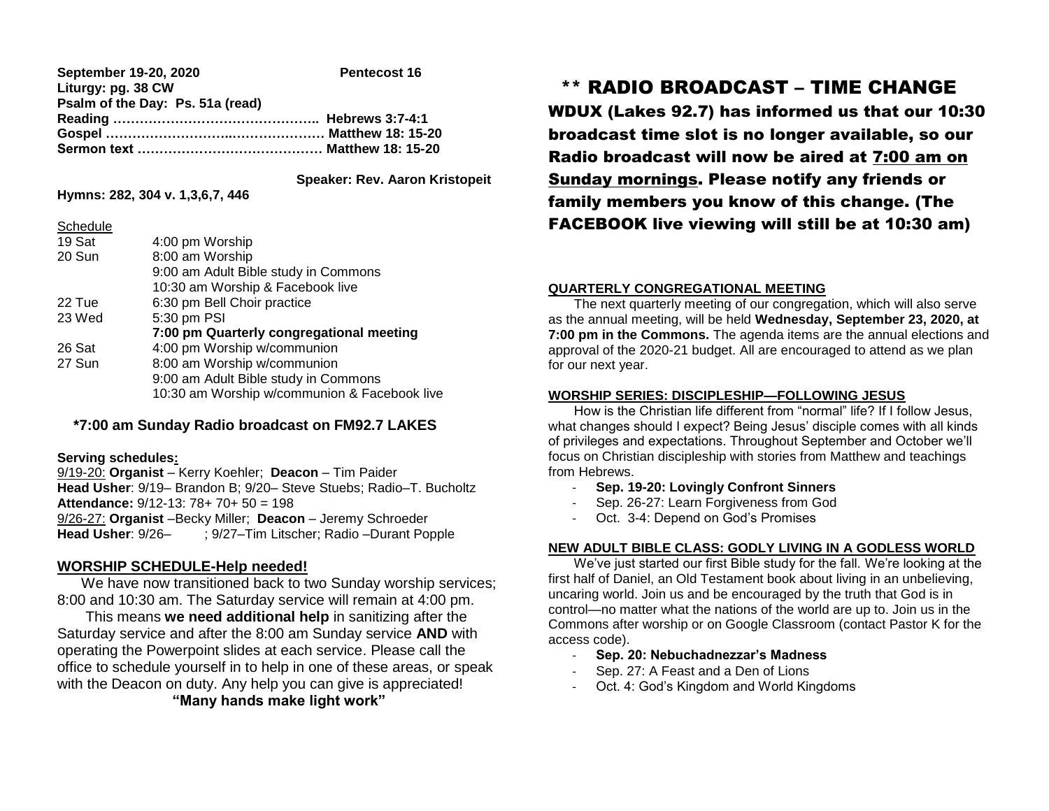**September 19-20, 2020** **Pentecost 16**
**Liturgy: pg. 38 CW**
**Psalm of the Day: Ps. 51a (read)**
**Reading ……………………………………….. Hebrews 3:7-4:1**
**Gospel ……………………..………………. Matthew 18: 15-20**
**Sermon text …………………………………… Matthew 18: 15-20**

**Speaker: Rev. Aaron Kristopeit**

**Hymns: 282, 304 v. 1,3,6,7, 446**

Schedule

| | |
|---|---|
| 19 Sat | 4:00 pm Worship |
| 20 Sun | 8:00 am Worship |
| | 9:00 am Adult Bible study in Commons |
| | 10:30 am Worship & Facebook live |
| 22 Tue | 6:30 pm Bell Choir practice |
| 23 Wed | 5:30 pm PSI |
| | **7:00 pm Quarterly congregational meeting** |
| 26 Sat | 4:00 pm Worship w/communion |
| 27 Sun | 8:00 am Worship w/communion |
| | 9:00 am Adult Bible study in Commons |
| | 10:30 am Worship w/communion & Facebook live |

**\*7:00 am Sunday Radio broadcast on FM92.7 LAKES**

**Serving schedules:**
9/19-20: **Organist** – Kerry Koehler; **Deacon** – Tim Paider
**Head Usher**: 9/19– Brandon B; 9/20– Steve Stuebs; Radio–T. Bucholtz
**Attendance:** 9/12-13: 78+ 70+ 50 = 198
9/26-27: **Organist** –Becky Miller; **Deacon** – Jeremy Schroeder
**Head Usher**: 9/26– ; 9/27–Tim Litscher; Radio –Durant Popple

## WORSHIP SCHEDULE-Help needed!

We have now transitioned back to two Sunday worship services; 8:00 and 10:30 am. The Saturday service will remain at 4:00 pm.

This means **we need additional help** in sanitizing after the Saturday service and after the 8:00 am Sunday service **AND** with operating the Powerpoint slides at each service. Please call the office to schedule yourself in to help in one of these areas, or speak with the Deacon on duty. Any help you can give is appreciated!

**"Many hands make light work"**

# \*\* RADIO BROADCAST – TIME CHANGE

**WDUX (Lakes 92.7) has informed us that our 10:30 broadcast time slot is no longer available, so our Radio broadcast will now be aired at 7:00 am on Sunday mornings. Please notify any friends or family members you know of this change. (The FACEBOOK live viewing will still be at 10:30 am)**

## QUARTERLY CONGREGATIONAL MEETING

The next quarterly meeting of our congregation, which will also serve as the annual meeting, will be held **Wednesday, September 23, 2020, at 7:00 pm in the Commons.** The agenda items are the annual elections and approval of the 2020-21 budget. All are encouraged to attend as we plan for our next year.

## WORSHIP SERIES: DISCIPLESHIP—FOLLOWING JESUS

How is the Christian life different from "normal" life? If I follow Jesus, what changes should I expect? Being Jesus' disciple comes with all kinds of privileges and expectations. Throughout September and October we'll focus on Christian discipleship with stories from Matthew and teachings from Hebrews.

- **Sep. 19-20: Lovingly Confront Sinners**
- Sep. 26-27: Learn Forgiveness from God
- Oct. 3-4: Depend on God's Promises

## NEW ADULT BIBLE CLASS: GODLY LIVING IN A GODLESS WORLD

We've just started our first Bible study for the fall. We're looking at the first half of Daniel, an Old Testament book about living in an unbelieving, uncaring world. Join us and be encouraged by the truth that God is in control—no matter what the nations of the world are up to. Join us in the Commons after worship or on Google Classroom (contact Pastor K for the access code).

- **Sep. 20: Nebuchadnezzar's Madness**
- Sep. 27: A Feast and a Den of Lions
- Oct. 4: God's Kingdom and World Kingdoms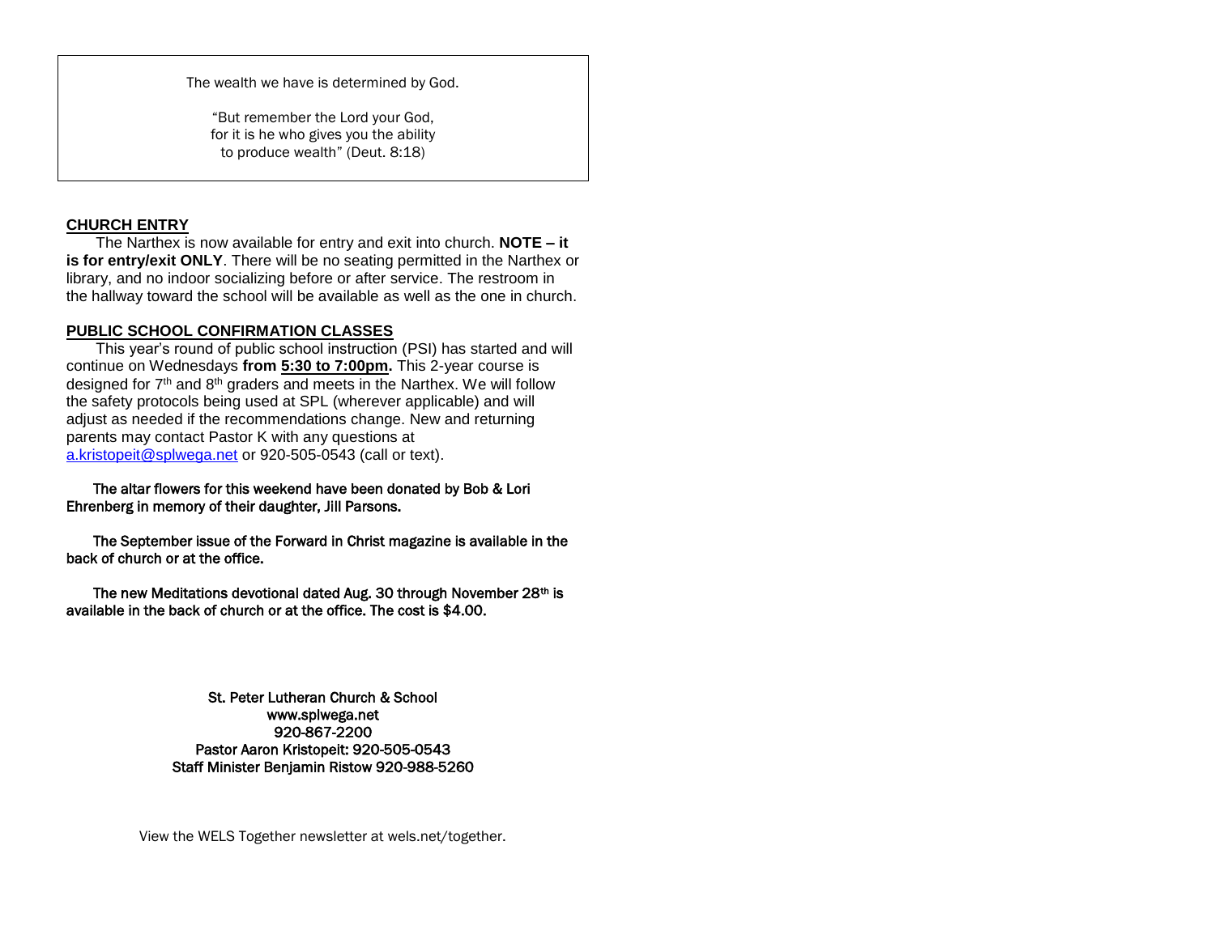The wealth we have is determined by God.

"But remember the Lord your God,
for it is he who gives you the ability
to produce wealth" (Deut. 8:18)

## CHURCH ENTRY

The Narthex is now available for entry and exit into church. **NOTE – it is for entry/exit ONLY**. There will be no seating permitted in the Narthex or library, and no indoor socializing before or after service. The restroom in the hallway toward the school will be available as well as the one in church.

## PUBLIC SCHOOL CONFIRMATION CLASSES

This year's round of public school instruction (PSI) has started and will continue on Wednesdays **from 5:30 to 7:00pm.** This 2-year course is designed for 7th and 8th graders and meets in the Narthex. We will follow the safety protocols being used at SPL (wherever applicable) and will adjust as needed if the recommendations change. New and returning parents may contact Pastor K with any questions at a.kristopeit@splwega.net or 920-505-0543 (call or text).

**The altar flowers for this weekend have been donated by Bob & Lori Ehrenberg in memory of their daughter, Jill Parsons.**

**The September issue of the Forward in Christ magazine is available in the back of church or at the office.**

**The new Meditations devotional dated Aug. 30 through November 28th is available in the back of church or at the office. The cost is $4.00.**

**St. Peter Lutheran Church & School**
**www.splwega.net**
**920-867-2200**
**Pastor Aaron Kristopeit: 920-505-0543**
**Staff Minister Benjamin Ristow 920-988-5260**

View the WELS Together newsletter at wels.net/together.